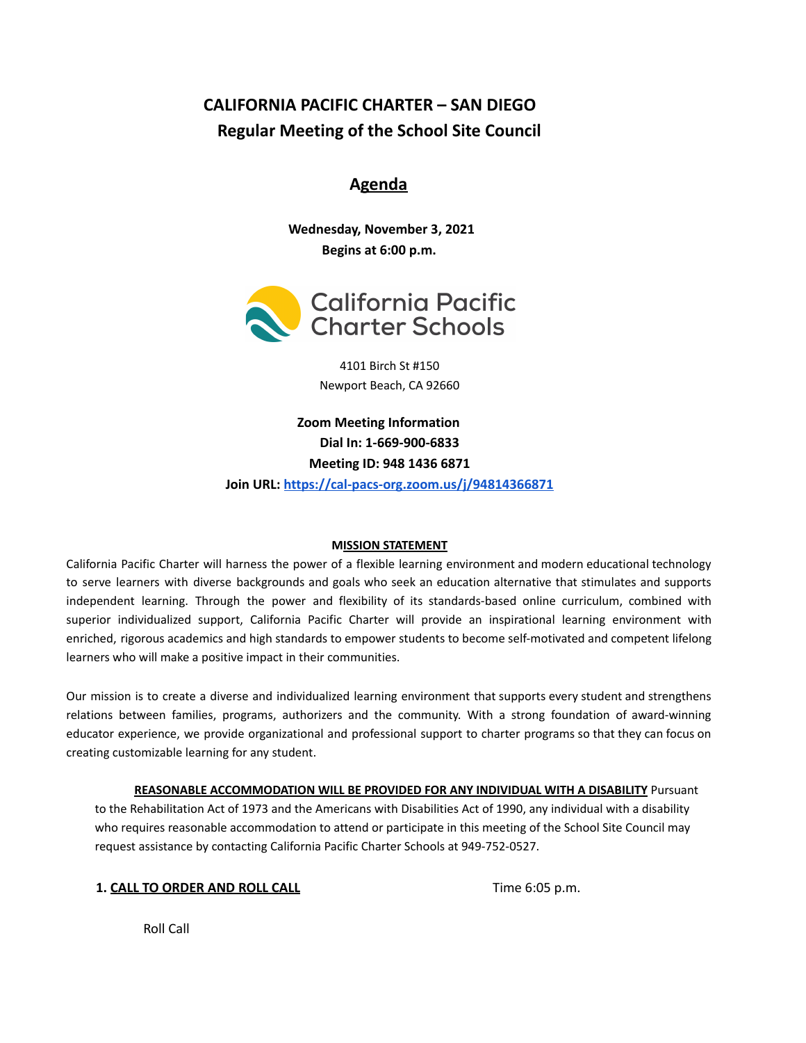# CALIFORNIA PACIFIC CHARTER – SAN DIEGO
## Regular Meeting of the School Site Council

## Agenda

**Wednesday, November 3, 2021**
**Begins at 6:00 p.m.**

California Pacific Charter Schools

4101 Birch St #150
Newport Beach, CA 92660

**Zoom Meeting Information**
**Dial In: 1-669-900-6833**
**Meeting ID: 948 1436 6871**
**Join URL: [https://cal-pacs-org.zoom.us/j/94814366871](https://cal-pacs-org.zoom.us/j/94814366871)**

**MISSION STATEMENT**

California Pacific Charter will harness the power of a flexible learning environment and modern educational technology to serve learners with diverse backgrounds and goals who seek an education alternative that stimulates and supports independent learning. Through the power and flexibility of its standards-based online curriculum, combined with superior individualized support, California Pacific Charter will provide an inspirational learning environment with enriched, rigorous academics and high standards to empower students to become self-motivated and competent lifelong learners who will make a positive impact in their communities.

Our mission is to create a diverse and individualized learning environment that supports every student and strengthens relations between families, programs, authorizers and the community. With a strong foundation of award-winning educator experience, we provide organizational and professional support to charter programs so that they can focus on creating customizable learning for any student.

**REASONABLE ACCOMMODATION WILL BE PROVIDED FOR ANY INDIVIDUAL WITH A DISABILITY** Pursuant to the Rehabilitation Act of 1973 and the Americans with Disabilities Act of 1990, any individual with a disability who requires reasonable accommodation to attend or participate in this meeting of the School Site Council may request assistance by contacting California Pacific Charter Schools at 949-752-0527.

**1. CALL TO ORDER AND ROLL CALL** Time 6:05 p.m.

Roll Call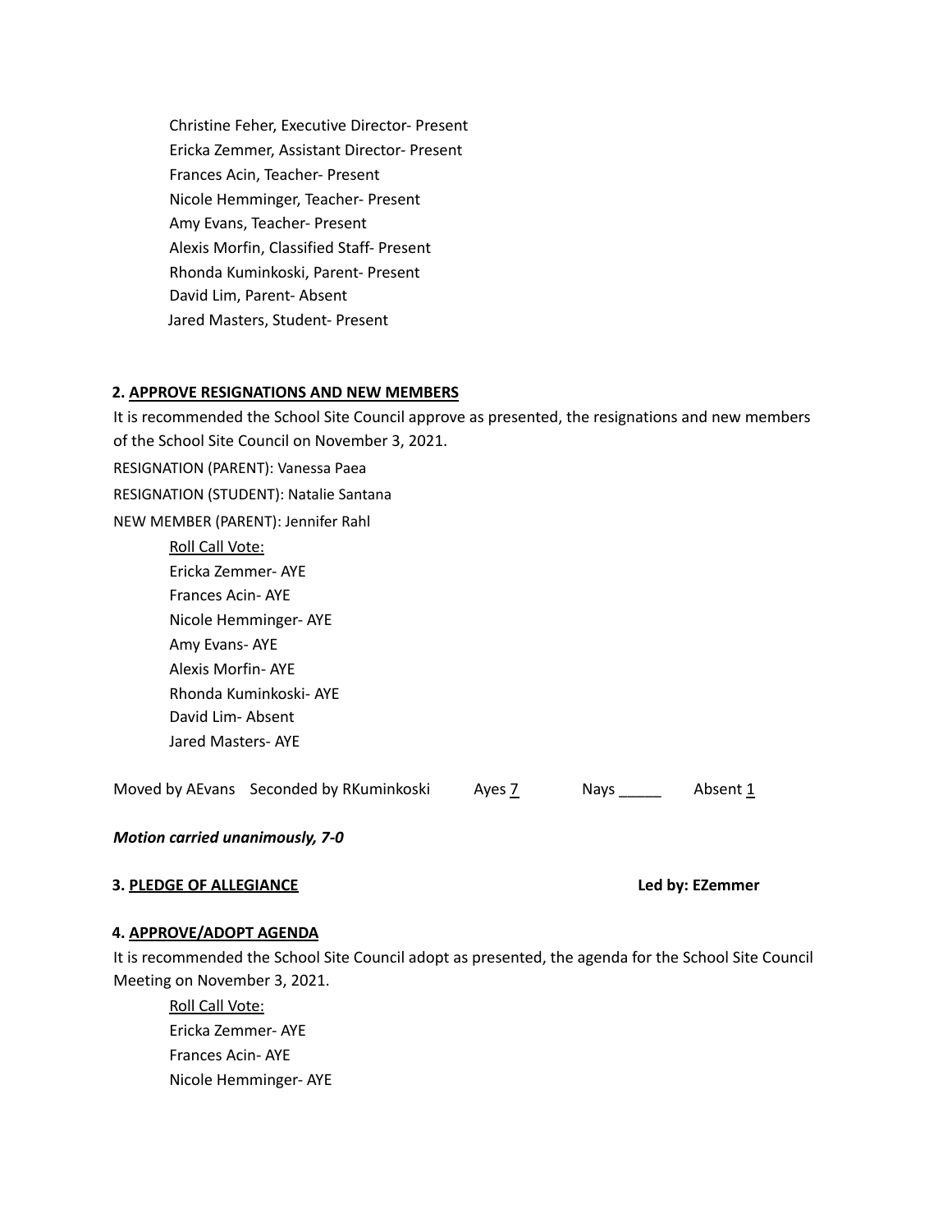Christine Feher, Executive Director- Present
Ericka Zemmer, Assistant Director- Present
Frances Acin, Teacher- Present
Nicole Hemminger, Teacher- Present
Amy Evans, Teacher- Present
Alexis Morfin, Classified Staff- Present
Rhonda Kuminkoski, Parent- Present
David Lim, Parent- Absent
Jared Masters, Student- Present

**2. APPROVE RESIGNATIONS AND NEW MEMBERS**

It is recommended the School Site Council approve as presented, the resignations and new members of the School Site Council on November 3, 2021.

RESIGNATION (PARENT): Vanessa Paea

RESIGNATION (STUDENT): Natalie Santana

NEW MEMBER (PARENT): Jennifer Rahl

Roll Call Vote:
Ericka Zemmer- AYE
Frances Acin- AYE
Nicole Hemminger- AYE
Amy Evans- AYE
Alexis Morfin- AYE
Rhonda Kuminkoski- AYE
David Lim- Absent
Jared Masters- AYE

Moved by AEvans Seconded by RKuminkoski Ayes 7 Nays _____ Absent 1

***Motion carried unanimously, 7-0***

**3. PLEDGE OF ALLEGIANCE** **Led by: EZemmer**

**4. APPROVE/ADOPT AGENDA**

It is recommended the School Site Council adopt as presented, the agenda for the School Site Council Meeting on November 3, 2021.

Roll Call Vote:
Ericka Zemmer- AYE
Frances Acin- AYE
Nicole Hemminger- AYE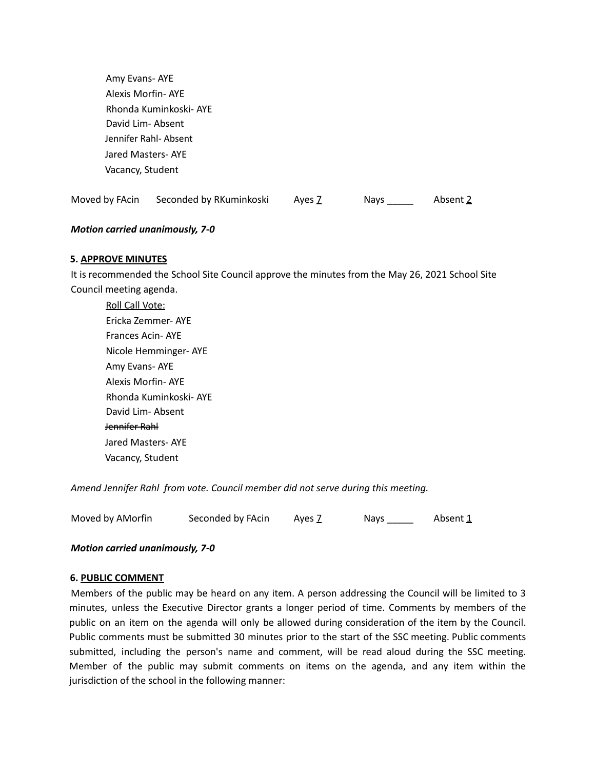Amy Evans- AYE
Alexis Morfin- AYE
Rhonda Kuminkoski- AYE
David Lim- Absent
Jennifer Rahl- Absent
Jared Masters- AYE
Vacancy, Student

Moved by FAcin   Seconded by RKuminkoski   Ayes 7   Nays _____   Absent 2

***Motion carried unanimously, 7-0***

**5. APPROVE MINUTES**

It is recommended the School Site Council approve the minutes from the May 26, 2021 School Site Council meeting agenda.

Roll Call Vote:
Ericka Zemmer- AYE
Frances Acin- AYE
Nicole Hemminger- AYE
Amy Evans- AYE
Alexis Morfin- AYE
Rhonda Kuminkoski- AYE
David Lim- Absent
~~Jennifer Rahl~~
Jared Masters- AYE
Vacancy, Student

*Amend Jennifer Rahl from vote. Council member did not serve during this meeting.*

Moved by AMorfin   Seconded by FAcin   Ayes 7   Nays _____   Absent 1

***Motion carried unanimously, 7-0***

**6. PUBLIC COMMENT**

Members of the public may be heard on any item. A person addressing the Council will be limited to 3 minutes, unless the Executive Director grants a longer period of time. Comments by members of the public on an item on the agenda will only be allowed during consideration of the item by the Council. Public comments must be submitted 30 minutes prior to the start of the SSC meeting. Public comments submitted, including the person's name and comment, will be read aloud during the SSC meeting. Member of the public may submit comments on items on the agenda, and any item within the jurisdiction of the school in the following manner: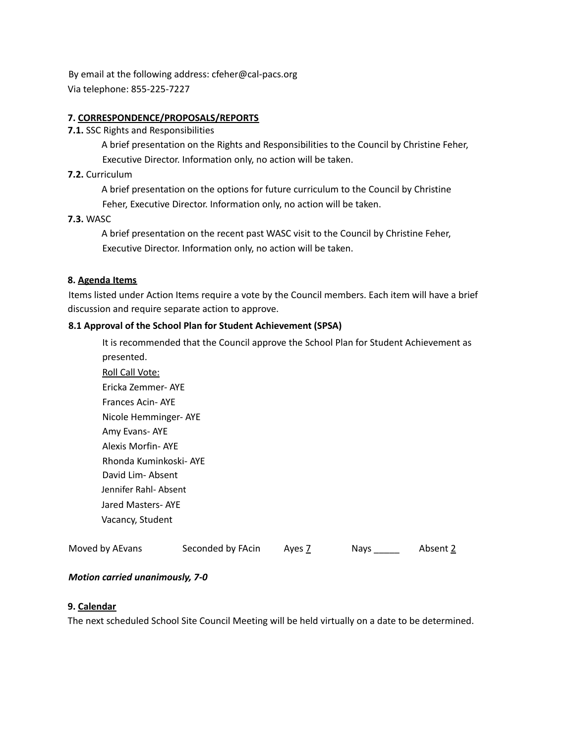By email at the following address: cfeher@cal-pacs.org
Via telephone: 855-225-7227

**7. CORRESPONDENCE/PROPOSALS/REPORTS**

**7.1.** SSC Rights and Responsibilities

A brief presentation on the Rights and Responsibilities to the Council by Christine Feher, Executive Director. Information only, no action will be taken.

**7.2.** Curriculum

A brief presentation on the options for future curriculum to the Council by Christine Feher, Executive Director. Information only, no action will be taken.

**7.3.** WASC

A brief presentation on the recent past WASC visit to the Council by Christine Feher, Executive Director. Information only, no action will be taken.

**8. Agenda Items**

Items listed under Action Items require a vote by the Council members. Each item will have a brief discussion and require separate action to approve.

**8.1 Approval of the School Plan for Student Achievement (SPSA)**

It is recommended that the Council approve the School Plan for Student Achievement as presented.

Roll Call Vote:
Ericka Zemmer- AYE
Frances Acin- AYE
Nicole Hemminger- AYE
Amy Evans- AYE
Alexis Morfin- AYE
Rhonda Kuminkoski- AYE
David Lim- Absent
Jennifer Rahl- Absent
Jared Masters- AYE
Vacancy, Student

Moved by AEvans   Seconded by FAcin   Ayes 7   Nays _____   Absent 2

***Motion carried unanimously, 7-0***

**9. Calendar**

The next scheduled School Site Council Meeting will be held virtually on a date to be determined.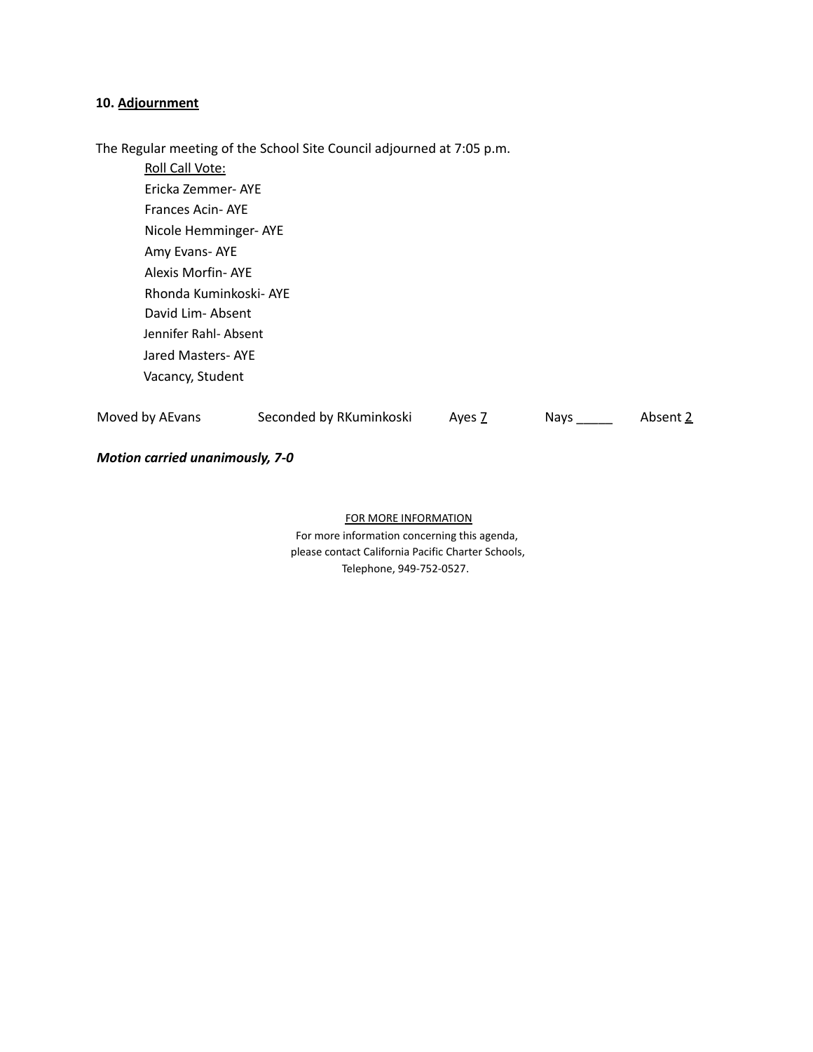**10. Adjournment**

The Regular meeting of the School Site Council adjourned at 7:05 p.m.

Roll Call Vote:
Ericka Zemmer- AYE
Frances Acin- AYE
Nicole Hemminger- AYE
Amy Evans- AYE
Alexis Morfin- AYE
Rhonda Kuminkoski- AYE
David Lim- Absent
Jennifer Rahl- Absent
Jared Masters- AYE
Vacancy, Student

| | | | | |
|---|---|---|---|---|
| Moved by AEvans | Seconded by RKuminkoski | Ayes 7 | Nays _____ | Absent 2 |

***Motion carried unanimously, 7-0***

FOR MORE INFORMATION
For more information concerning this agenda,
please contact California Pacific Charter Schools,
Telephone, 949-752-0527.